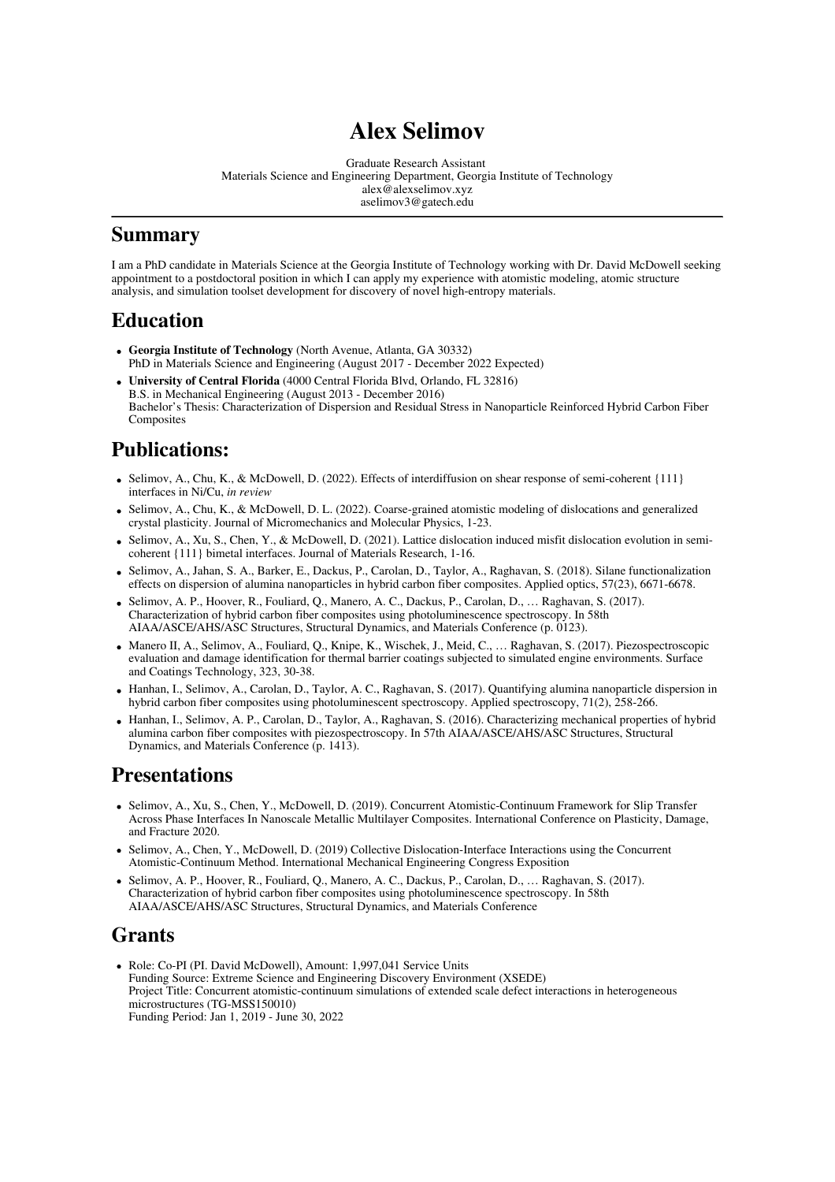# Alex Selimov

Graduate Research Assistant
Materials Science and Engineering Department, Georgia Institute of Technology
alex@alexselimov.xyz
aselimov3@gatech.edu

---

## Summary

I am a PhD candidate in Materials Science at the Georgia Institute of Technology working with Dr. David McDowell seeking appointment to a postdoctoral position in which I can apply my experience with atomistic modeling, atomic structure analysis, and simulation toolset development for discovery of novel high-entropy materials.

## Education

- **Georgia Institute of Technology** (North Avenue, Atlanta, GA 30332)
  PhD in Materials Science and Engineering (August 2017 - December 2022 Expected)
- **University of Central Florida** (4000 Central Florida Blvd, Orlando, FL 32816)
  B.S. in Mechanical Engineering (August 2013 - December 2016)
  Bachelor's Thesis: Characterization of Dispersion and Residual Stress in Nanoparticle Reinforced Hybrid Carbon Fiber Composites

## Publications:

- Selimov, A., Chu, K., & McDowell, D. (2022). Effects of interdiffusion on shear response of semi-coherent {111} interfaces in Ni/Cu, *in review*
- Selimov, A., Chu, K., & McDowell, D. L. (2022). Coarse-grained atomistic modeling of dislocations and generalized crystal plasticity. Journal of Micromechanics and Molecular Physics, 1-23.
- Selimov, A., Xu, S., Chen, Y., & McDowell, D. (2021). Lattice dislocation induced misfit dislocation evolution in semi-coherent {111} bimetal interfaces. Journal of Materials Research, 1-16.
- Selimov, A., Jahan, S. A., Barker, E., Dackus, P., Carolan, D., Taylor, A., Raghavan, S. (2018). Silane functionalization effects on dispersion of alumina nanoparticles in hybrid carbon fiber composites. Applied optics, 57(23), 6671-6678.
- Selimov, A. P., Hoover, R., Fouliard, Q., Manero, A. C., Dackus, P., Carolan, D., … Raghavan, S. (2017). Characterization of hybrid carbon fiber composites using photoluminescence spectroscopy. In 58th AIAA/ASCE/AHS/ASC Structures, Structural Dynamics, and Materials Conference (p. 0123).
- Manero II, A., Selimov, A., Fouliard, Q., Knipe, K., Wischek, J., Meid, C., … Raghavan, S. (2017). Piezospectroscopic evaluation and damage identification for thermal barrier coatings subjected to simulated engine environments. Surface and Coatings Technology, 323, 30-38.
- Hanhan, I., Selimov, A., Carolan, D., Taylor, A. C., Raghavan, S. (2017). Quantifying alumina nanoparticle dispersion in hybrid carbon fiber composites using photoluminescent spectroscopy. Applied spectroscopy, 71(2), 258-266.
- Hanhan, I., Selimov, A. P., Carolan, D., Taylor, A., Raghavan, S. (2016). Characterizing mechanical properties of hybrid alumina carbon fiber composites with piezospectroscopy. In 57th AIAA/ASCE/AHS/ASC Structures, Structural Dynamics, and Materials Conference (p. 1413).

## Presentations

- Selimov, A., Xu, S., Chen, Y., McDowell, D. (2019). Concurrent Atomistic-Continuum Framework for Slip Transfer Across Phase Interfaces In Nanoscale Metallic Multilayer Composites. International Conference on Plasticity, Damage, and Fracture 2020.
- Selimov, A., Chen, Y., McDowell, D. (2019) Collective Dislocation-Interface Interactions using the Concurrent Atomistic-Continuum Method. International Mechanical Engineering Congress Exposition
- Selimov, A. P., Hoover, R., Fouliard, Q., Manero, A. C., Dackus, P., Carolan, D., … Raghavan, S. (2017). Characterization of hybrid carbon fiber composites using photoluminescence spectroscopy. In 58th AIAA/ASCE/AHS/ASC Structures, Structural Dynamics, and Materials Conference

## Grants

- Role: Co-PI (PI. David McDowell), Amount: 1,997,041 Service Units
  Funding Source: Extreme Science and Engineering Discovery Environment (XSEDE)
  Project Title: Concurrent atomistic-continuum simulations of extended scale defect interactions in heterogeneous microstructures (TG-MSS150010)
  Funding Period: Jan 1, 2019 - June 30, 2022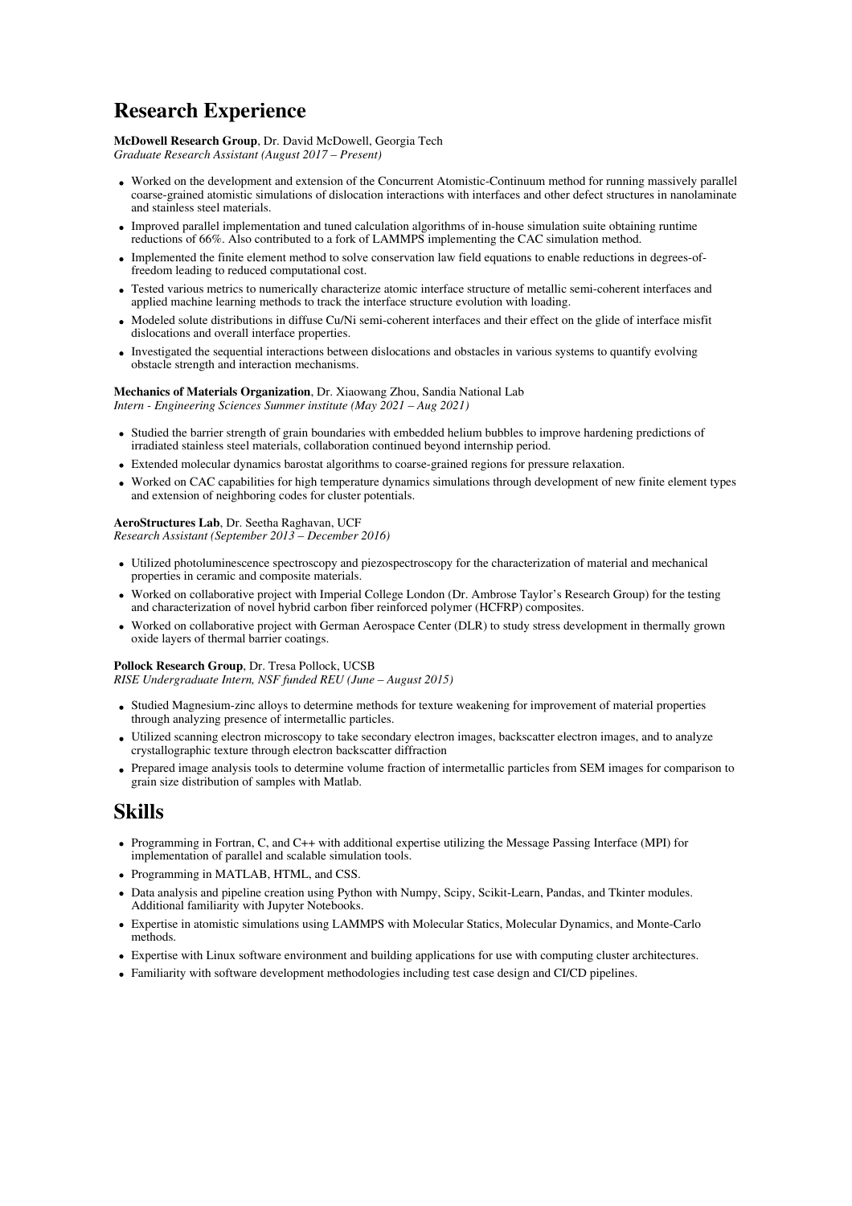# Research Experience

**McDowell Research Group**, Dr. David McDowell, Georgia Tech
*Graduate Research Assistant (August 2017 – Present)*

- Worked on the development and extension of the Concurrent Atomistic-Continuum method for running massively parallel coarse-grained atomistic simulations of dislocation interactions with interfaces and other defect structures in nanolaminate and stainless steel materials.
- Improved parallel implementation and tuned calculation algorithms of in-house simulation suite obtaining runtime reductions of 66%. Also contributed to a fork of LAMMPS implementing the CAC simulation method.
- Implemented the finite element method to solve conservation law field equations to enable reductions in degrees-of-freedom leading to reduced computational cost.
- Tested various metrics to numerically characterize atomic interface structure of metallic semi-coherent interfaces and applied machine learning methods to track the interface structure evolution with loading.
- Modeled solute distributions in diffuse Cu/Ni semi-coherent interfaces and their effect on the glide of interface misfit dislocations and overall interface properties.
- Investigated the sequential interactions between dislocations and obstacles in various systems to quantify evolving obstacle strength and interaction mechanisms.

**Mechanics of Materials Organization**, Dr. Xiaowang Zhou, Sandia National Lab
*Intern - Engineering Sciences Summer institute (May 2021 – Aug 2021)*

- Studied the barrier strength of grain boundaries with embedded helium bubbles to improve hardening predictions of irradiated stainless steel materials, collaboration continued beyond internship period.
- Extended molecular dynamics barostat algorithms to coarse-grained regions for pressure relaxation.
- Worked on CAC capabilities for high temperature dynamics simulations through development of new finite element types and extension of neighboring codes for cluster potentials.

**AeroStructures Lab**, Dr. Seetha Raghavan, UCF
*Research Assistant (September 2013 – December 2016)*

- Utilized photoluminescence spectroscopy and piezospectroscopy for the characterization of material and mechanical properties in ceramic and composite materials.
- Worked on collaborative project with Imperial College London (Dr. Ambrose Taylor's Research Group) for the testing and characterization of novel hybrid carbon fiber reinforced polymer (HCFRP) composites.
- Worked on collaborative project with German Aerospace Center (DLR) to study stress development in thermally grown oxide layers of thermal barrier coatings.

**Pollock Research Group**, Dr. Tresa Pollock, UCSB
*RISE Undergraduate Intern, NSF funded REU (June – August 2015)*

- Studied Magnesium-zinc alloys to determine methods for texture weakening for improvement of material properties through analyzing presence of intermetallic particles.
- Utilized scanning electron microscopy to take secondary electron images, backscatter electron images, and to analyze crystallographic texture through electron backscatter diffraction
- Prepared image analysis tools to determine volume fraction of intermetallic particles from SEM images for comparison to grain size distribution of samples with Matlab.

# Skills

- Programming in Fortran, C, and C++ with additional expertise utilizing the Message Passing Interface (MPI) for implementation of parallel and scalable simulation tools.
- Programming in MATLAB, HTML, and CSS.
- Data analysis and pipeline creation using Python with Numpy, Scipy, Scikit-Learn, Pandas, and Tkinter modules. Additional familiarity with Jupyter Notebooks.
- Expertise in atomistic simulations using LAMMPS with Molecular Statics, Molecular Dynamics, and Monte-Carlo methods.
- Expertise with Linux software environment and building applications for use with computing cluster architectures.
- Familiarity with software development methodologies including test case design and CI/CD pipelines.